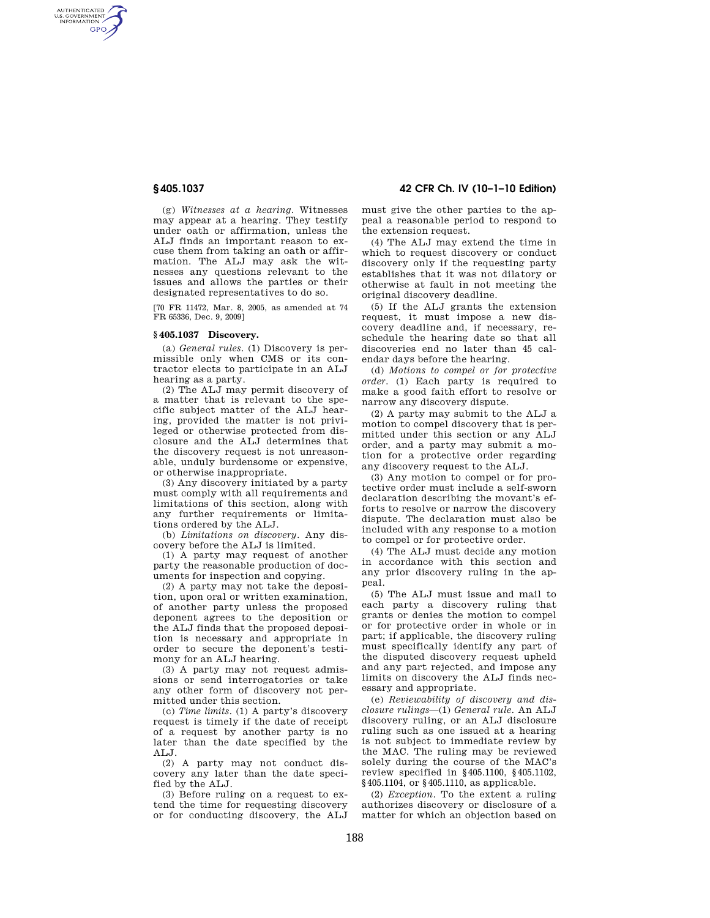(g) *Witnesses at a hearing.* Witnesses may appear at a hearing. They testify under oath or affirmation, unless the ALJ finds an important reason to excuse them from taking an oath or affirmation. The ALJ may ask the witnesses any questions relevant to the issues and allows the parties or their designated representatives to do so.

[70 FR 11472, Mar. 8, 2005, as amended at 74 FR 65336, Dec. 9, 2009]

### § 405.1037 Discovery.

(a) *General rules.* (1) Discovery is permissible only when CMS or its contractor elects to participate in an ALJ hearing as a party.

(2) The ALJ may permit discovery of a matter that is relevant to the specific subject matter of the ALJ hearing, provided the matter is not privileged or otherwise protected from disclosure and the ALJ determines that the discovery request is not unreasonable, unduly burdensome or expensive, or otherwise inappropriate.

(3) Any discovery initiated by a party must comply with all requirements and limitations of this section, along with any further requirements or limitations ordered by the ALJ.

(b) *Limitations on discovery.* Any discovery before the ALJ is limited.

(1) A party may request of another party the reasonable production of documents for inspection and copying.

(2) A party may not take the deposition, upon oral or written examination, of another party unless the proposed deponent agrees to the deposition or the ALJ finds that the proposed deposition is necessary and appropriate in order to secure the deponent's testimony for an ALJ hearing.

(3) A party may not request admissions or send interrogatories or take any other form of discovery not permitted under this section.

(c) *Time limits.* (1) A party's discovery request is timely if the date of receipt of a request by another party is no later than the date specified by the ALJ.

(2) A party may not conduct discovery any later than the date specified by the ALJ.

(3) Before ruling on a request to extend the time for requesting discovery or for conducting discovery, the ALJ must give the other parties to the appeal a reasonable period to respond to the extension request.

(4) The ALJ may extend the time in which to request discovery or conduct discovery only if the requesting party establishes that it was not dilatory or otherwise at fault in not meeting the original discovery deadline.

(5) If the ALJ grants the extension request, it must impose a new discovery deadline and, if necessary, reschedule the hearing date so that all discoveries end no later than 45 calendar days before the hearing.

(d) *Motions to compel or for protective order.* (1) Each party is required to make a good faith effort to resolve or narrow any discovery dispute.

(2) A party may submit to the ALJ a motion to compel discovery that is permitted under this section or any ALJ order, and a party may submit a motion for a protective order regarding any discovery request to the ALJ.

(3) Any motion to compel or for protective order must include a self-sworn declaration describing the movant's efforts to resolve or narrow the discovery dispute. The declaration must also be included with any response to a motion to compel or for protective order.

(4) The ALJ must decide any motion in accordance with this section and any prior discovery ruling in the appeal.

(5) The ALJ must issue and mail to each party a discovery ruling that grants or denies the motion to compel or for protective order in whole or in part; if applicable, the discovery ruling must specifically identify any part of the disputed discovery request upheld and any part rejected, and impose any limits on discovery the ALJ finds necessary and appropriate.

(e) *Reviewability of discovery and disclosure rulings*—(1) *General rule.* An ALJ discovery ruling, or an ALJ disclosure ruling such as one issued at a hearing is not subject to immediate review by the MAC. The ruling may be reviewed solely during the course of the MAC's review specified in § 405.1100, § 405.1102, § 405.1104, or § 405.1110, as applicable.

(2) *Exception.* To the extent a ruling authorizes discovery or disclosure of a matter for which an objection based on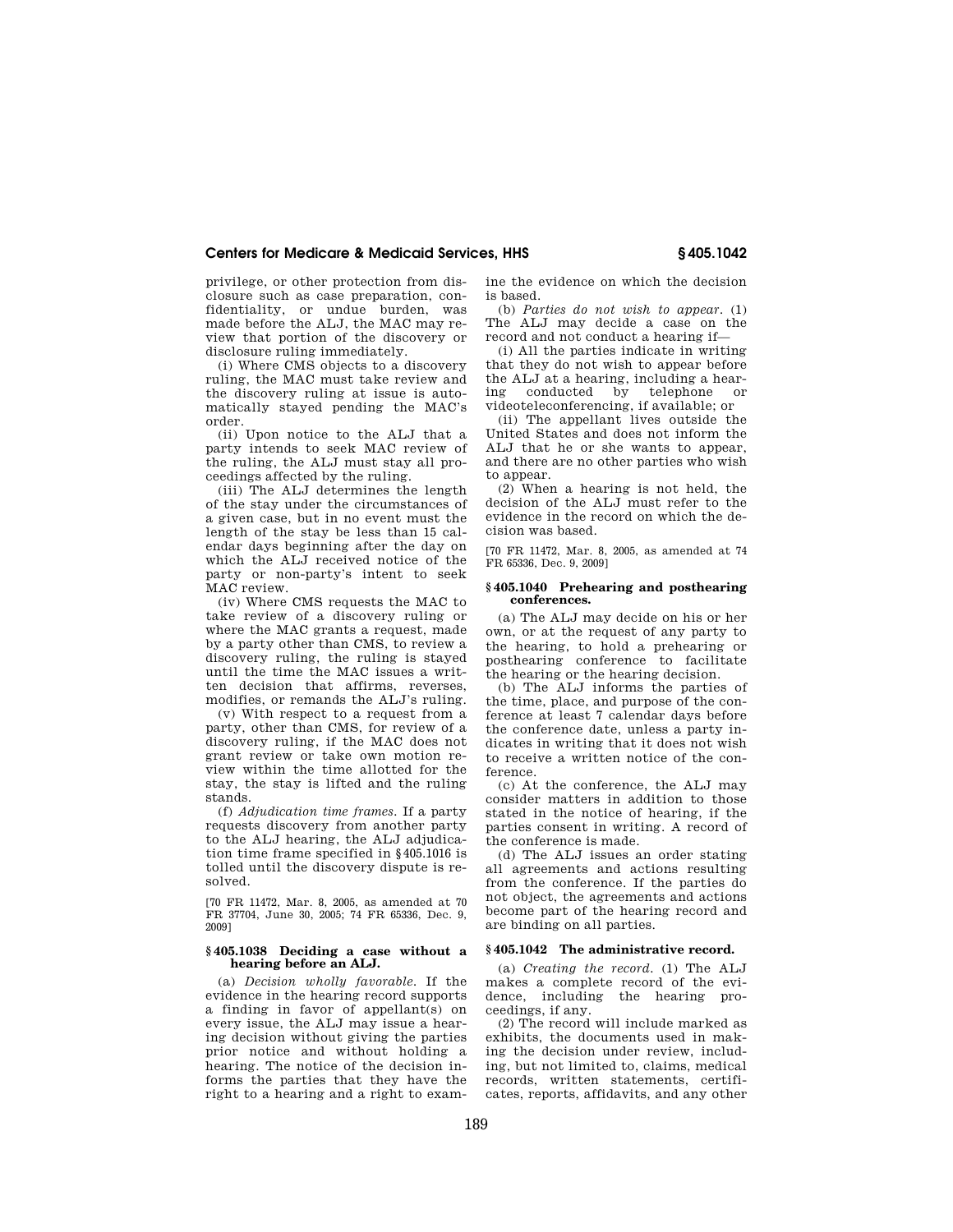privilege, or other protection from disclosure such as case preparation, confidentiality, or undue burden, was made before the ALJ, the MAC may review that portion of the discovery or disclosure ruling immediately.

(i) Where CMS objects to a discovery ruling, the MAC must take review and the discovery ruling at issue is automatically stayed pending the MAC's order.

(ii) Upon notice to the ALJ that a party intends to seek MAC review of the ruling, the ALJ must stay all proceedings affected by the ruling.

(iii) The ALJ determines the length of the stay under the circumstances of a given case, but in no event must the length of the stay be less than 15 calendar days beginning after the day on which the ALJ received notice of the party or non-party's intent to seek MAC review.

(iv) Where CMS requests the MAC to take review of a discovery ruling or where the MAC grants a request, made by a party other than CMS, to review a discovery ruling, the ruling is stayed until the time the MAC issues a written decision that affirms, reverses, modifies, or remands the ALJ's ruling.

(v) With respect to a request from a party, other than CMS, for review of a discovery ruling, if the MAC does not grant review or take own motion review within the time allotted for the stay, the stay is lifted and the ruling stands.

(f) *Adjudication time frames.* If a party requests discovery from another party to the ALJ hearing, the ALJ adjudication time frame specified in §405.1016 is tolled until the discovery dispute is resolved.

[70 FR 11472, Mar. 8, 2005, as amended at 70 FR 37704, June 30, 2005; 74 FR 65336, Dec. 9, 2009]

## §405.1038 Deciding a case without a hearing before an ALJ.

(a) *Decision wholly favorable.* If the evidence in the hearing record supports a finding in favor of appellant(s) on every issue, the ALJ may issue a hearing decision without giving the parties prior notice and without holding a hearing. The notice of the decision informs the parties that they have the right to a hearing and a right to examine the evidence on which the decision is based.

(b) *Parties do not wish to appear.* (1) The ALJ may decide a case on the record and not conduct a hearing if—

(i) All the parties indicate in writing that they do not wish to appear before the ALJ at a hearing, including a hearing conducted by telephone or videoteleconferencing, if available; or

(ii) The appellant lives outside the United States and does not inform the ALJ that he or she wants to appear, and there are no other parties who wish to appear.

(2) When a hearing is not held, the decision of the ALJ must refer to the evidence in the record on which the decision was based.

[70 FR 11472, Mar. 8, 2005, as amended at 74 FR 65336, Dec. 9, 2009]

## §405.1040 Prehearing and posthearing conferences.

(a) The ALJ may decide on his or her own, or at the request of any party to the hearing, to hold a prehearing or posthearing conference to facilitate the hearing or the hearing decision.

(b) The ALJ informs the parties of the time, place, and purpose of the conference at least 7 calendar days before the conference date, unless a party indicates in writing that it does not wish to receive a written notice of the conference.

(c) At the conference, the ALJ may consider matters in addition to those stated in the notice of hearing, if the parties consent in writing. A record of the conference is made.

(d) The ALJ issues an order stating all agreements and actions resulting from the conference. If the parties do not object, the agreements and actions become part of the hearing record and are binding on all parties.

## §405.1042 The administrative record.

(a) *Creating the record.* (1) The ALJ makes a complete record of the evidence, including the hearing proceedings, if any.

(2) The record will include marked as exhibits, the documents used in making the decision under review, including, but not limited to, claims, medical records, written statements, certificates, reports, affidavits, and any other